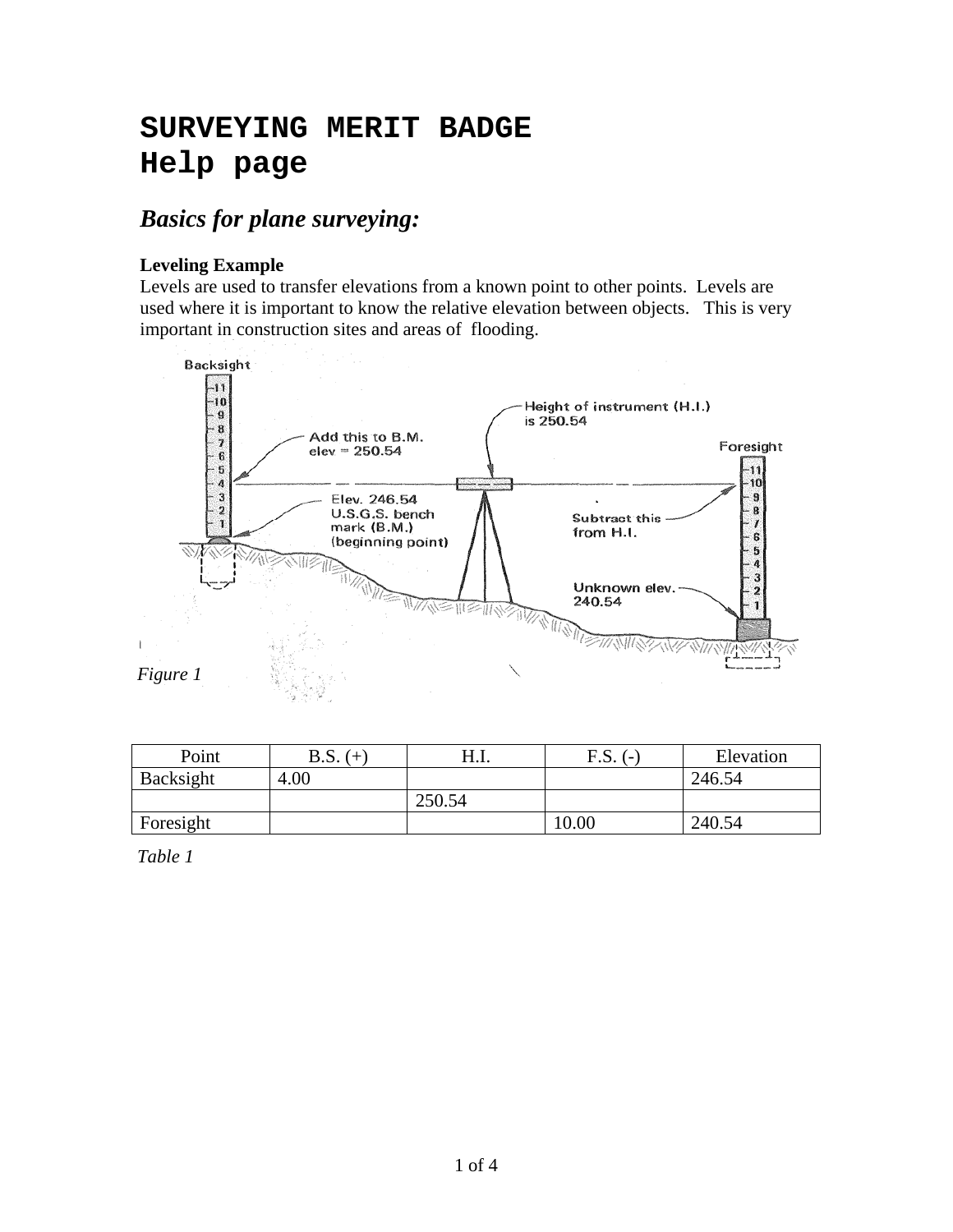# SURVEYING MERIT BADGE
# Help page

## *Basics for plane surveying:*

**Leveling Example**

Levels are used to transfer elevations from a known point to other points. Levels are used where it is important to know the relative elevation between objects. This is very important in construction sites and areas of flooding.

*Figure 1*

| Point | B.S. (+) | H.I. | F.S. (-) | Elevation |
|---|---|---|---|---|
| Backsight | 4.00 | | | 246.54 |
| | | 250.54 | | |
| Foresight | | | 10.00 | 240.54 |

*Table 1*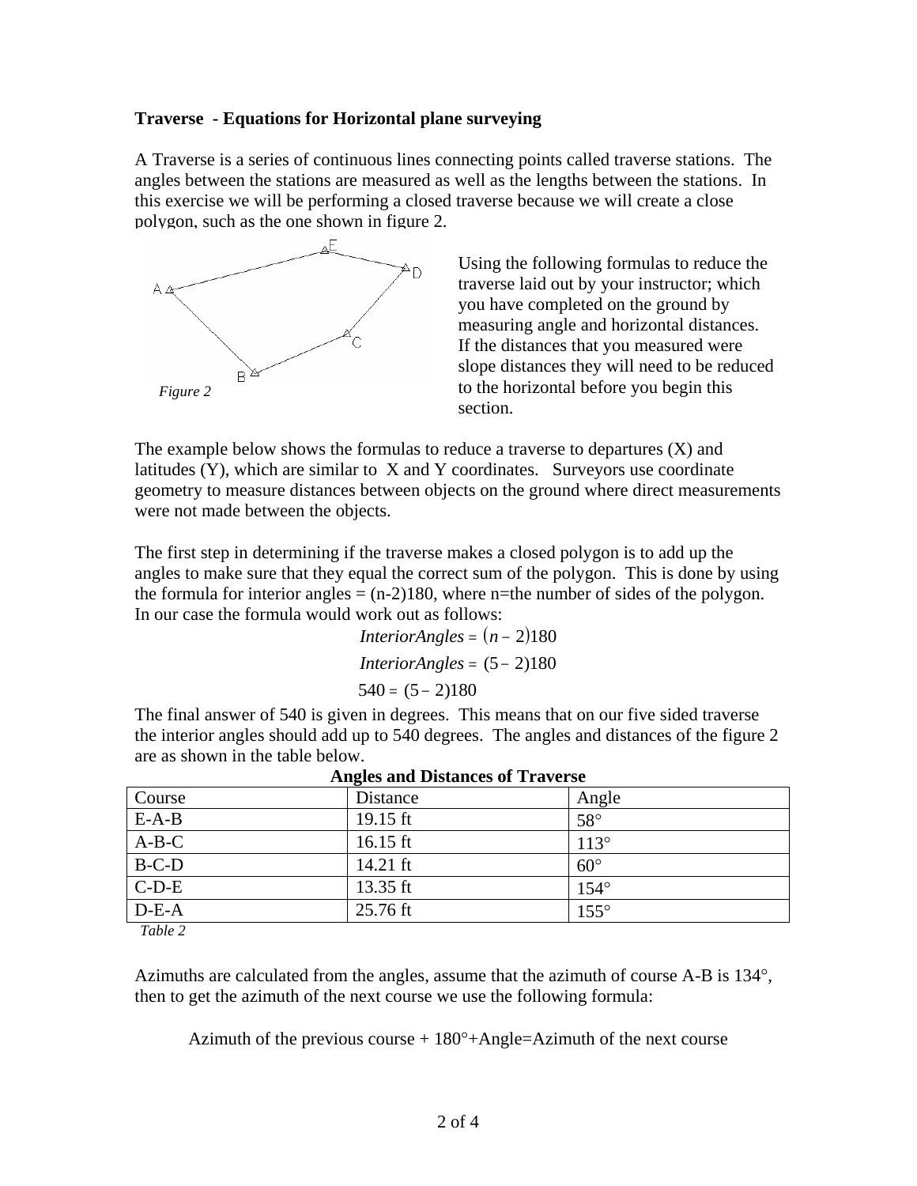**Traverse - Equations for Horizontal plane surveying**

A Traverse is a series of continuous lines connecting points called traverse stations. The angles between the stations are measured as well as the lengths between the stations. In this exercise we will be performing a closed traverse because we will create a close polygon, such as the one shown in figure 2.

*Figure 2*

Using the following formulas to reduce the traverse laid out by your instructor; which you have completed on the ground by measuring angle and horizontal distances. If the distances that you measured were slope distances they will need to be reduced to the horizontal before you begin this section.

The example below shows the formulas to reduce a traverse to departures (X) and latitudes (Y), which are similar to X and Y coordinates. Surveyors use coordinate geometry to measure distances between objects on the ground where direct measurements were not made between the objects.

The first step in determining if the traverse makes a closed polygon is to add up the angles to make sure that they equal the correct sum of the polygon. This is done by using the formula for interior angles = (n-2)180, where n=the number of sides of the polygon. In our case the formula would work out as follows:

$$InteriorAngles = (n - 2)180$$

$$InteriorAngles = (5 - 2)180$$

$$540 = (5 - 2)180$$

The final answer of 540 is given in degrees. This means that on our five sided traverse the interior angles should add up to 540 degrees. The angles and distances of the figure 2 are as shown in the table below.

**Angles and Distances of Traverse**

| Course | Distance | Angle |
|---|---|---|
| E-A-B | 19.15 ft | 58° |
| A-B-C | 16.15 ft | 113° |
| B-C-D | 14.21 ft | 60° |
| C-D-E | 13.35 ft | 154° |
| D-E-A | 25.76 ft | 155° |

*Table 2*

Azimuths are calculated from the angles, assume that the azimuth of course A-B is 134°, then to get the azimuth of the next course we use the following formula:

Azimuth of the previous course + 180°+Angle=Azimuth of the next course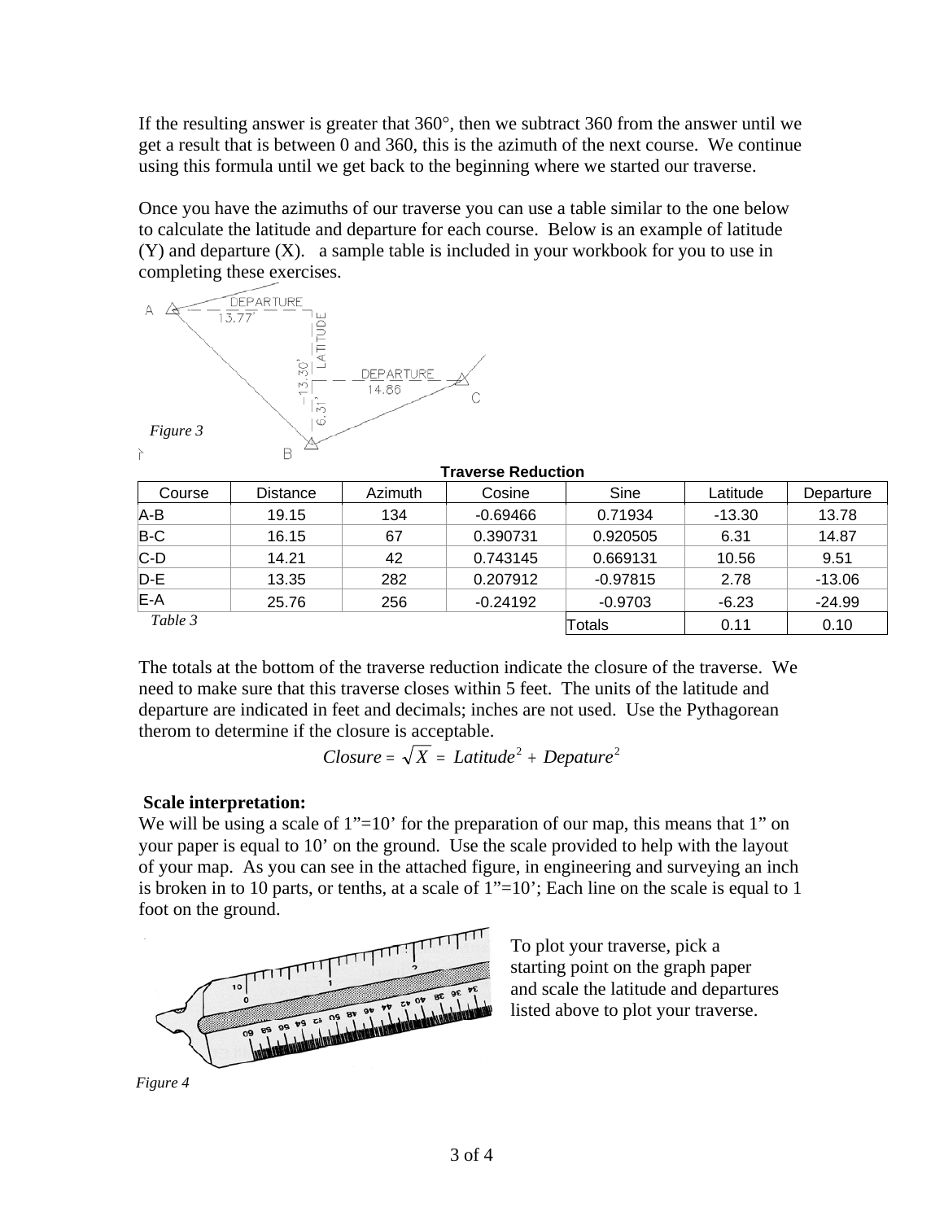If the resulting answer is greater that 360°, then we subtract 360 from the answer until we get a result that is between 0 and 360, this is the azimuth of the next course. We continue using this formula until we get back to the beginning where we started our traverse.

Once you have the azimuths of our traverse you can use a table similar to the one below to calculate the latitude and departure for each course. Below is an example of latitude (Y) and departure (X). a sample table is included in your workbook for you to use in completing these exercises.

*Figure 3*

**Traverse Reduction**

| Course | Distance | Azimuth | Cosine | Sine | Latitude | Departure |
|---|---|---|---|---|---|---|
| A-B | 19.15 | 134 | -0.69466 | 0.71934 | -13.30 | 13.78 |
| B-C | 16.15 | 67 | 0.390731 | 0.920505 | 6.31 | 14.87 |
| C-D | 14.21 | 42 | 0.743145 | 0.669131 | 10.56 | 9.51 |
| D-E | 13.35 | 282 | 0.207912 | -0.97815 | 2.78 | -13.06 |
| E-A | 25.76 | 256 | -0.24192 | -0.9703 | -6.23 | -24.99 |
| | | | | Totals | 0.11 | 0.10 |

*Table 3*

The totals at the bottom of the traverse reduction indicate the closure of the traverse. We need to make sure that this traverse closes within 5 feet. The units of the latitude and departure are indicated in feet and decimals; inches are not used. Use the Pythagorean therom to determine if the closure is acceptable.

$$Closure = \sqrt{X} = Latitude^2 + Depature^2$$

**Scale interpretation:**

We will be using a scale of 1"=10' for the preparation of our map, this means that 1" on your paper is equal to 10' on the ground. Use the scale provided to help with the layout of your map. As you can see in the attached figure, in engineering and surveying an inch is broken in to 10 parts, or tenths, at a scale of 1"=10'; Each line on the scale is equal to 1 foot on the ground.

To plot your traverse, pick a starting point on the graph paper and scale the latitude and departures listed above to plot your traverse.

*Figure 4*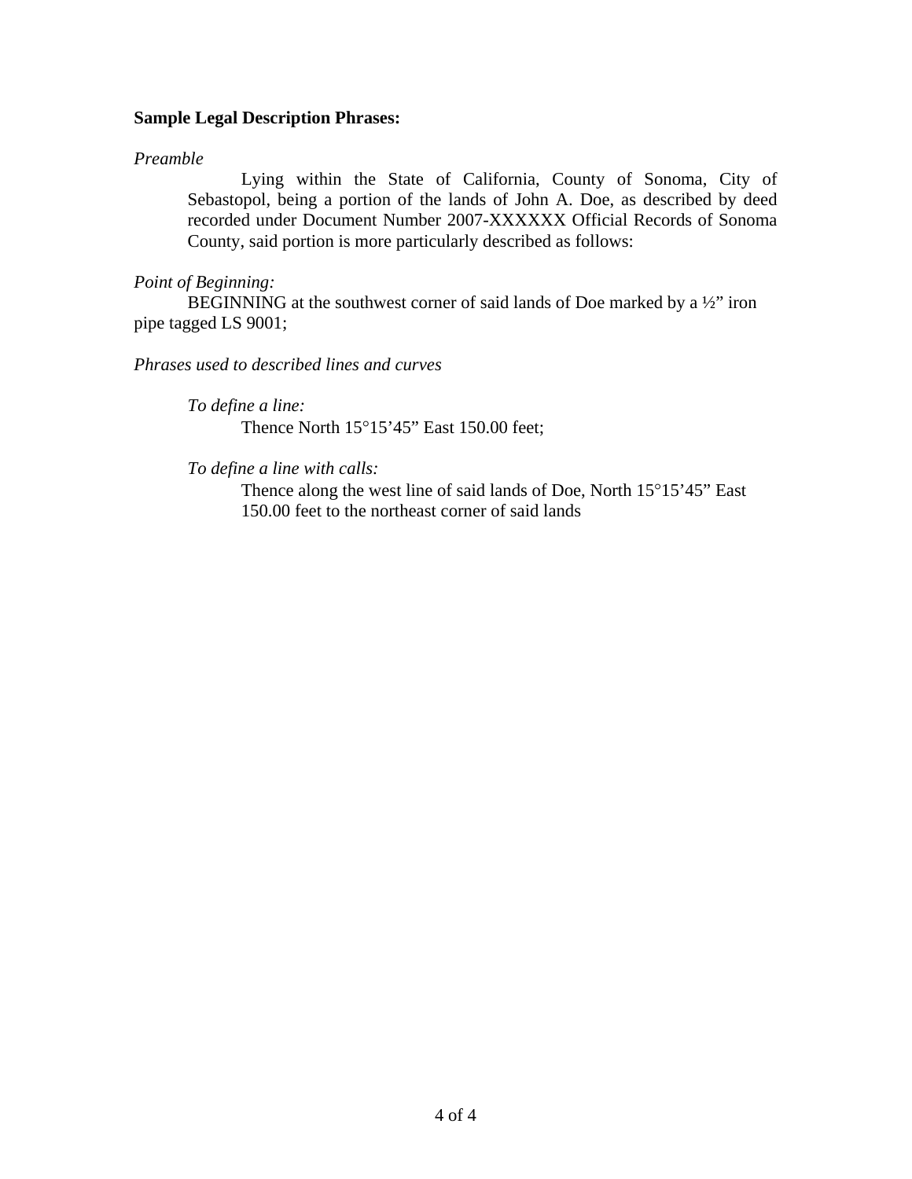**Sample Legal Description Phrases:**

*Preamble*

Lying within the State of California, County of Sonoma, City of Sebastopol, being a portion of the lands of John A. Doe, as described by deed recorded under Document Number 2007-XXXXXX Official Records of Sonoma County, said portion is more particularly described as follows:

*Point of Beginning:*

BEGINNING at the southwest corner of said lands of Doe marked by a ½" iron pipe tagged LS 9001;

*Phrases used to described lines and curves*

*To define a line:*

Thence North 15°15'45" East 150.00 feet;

*To define a line with calls:*

Thence along the west line of said lands of Doe, North 15°15'45" East 150.00 feet to the northeast corner of said lands